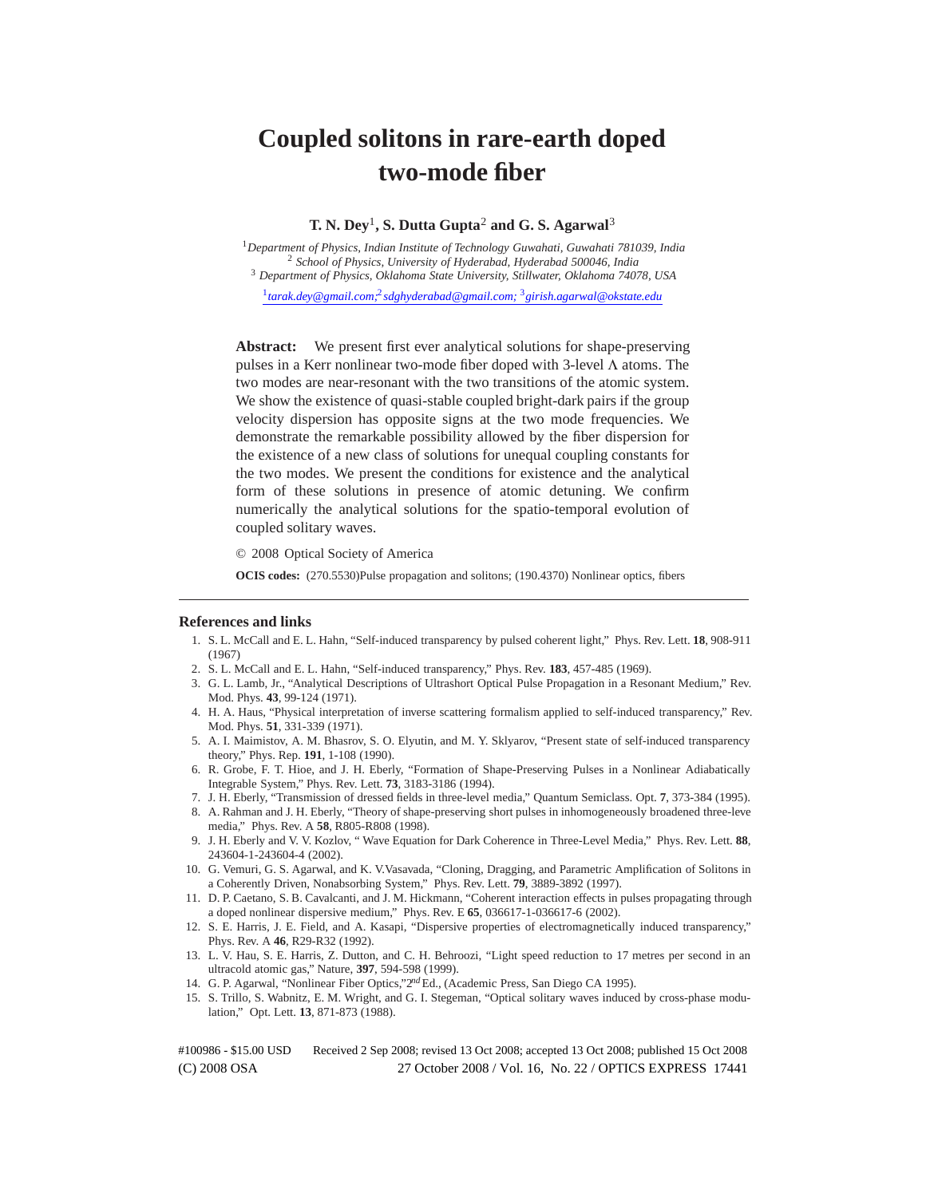# Coupled solitons in rare-earth doped two-mode fiber

**T. N. Dey**[1], **S. Dutta Gupta**[2] **and G. S. Agarwal**[3]

[1]*Department of Physics, Indian Institute of Technology Guwahati, Guwahati 781039, India*
[2] *School of Physics, University of Hyderabad, Hyderabad 500046, India*
[3] *Department of Physics, Oklahoma State University, Stillwater, Oklahoma 74078, USA*

[1]*tarak.dey@gmail.com*;[2]*sdghyderabad@gmail.com*; [3]*girish.agarwal@okstate.edu*

**Abstract:** We present first ever analytical solutions for shape-preserving pulses in a Kerr nonlinear two-mode fiber doped with 3-level $\Lambda$ atoms. The two modes are near-resonant with the two transitions of the atomic system. We show the existence of quasi-stable coupled bright-dark pairs if the group velocity dispersion has opposite signs at the two mode frequencies. We demonstrate the remarkable possibility allowed by the fiber dispersion for the existence of a new class of solutions for unequal coupling constants for the two modes. We present the conditions for existence and the analytical form of these solutions in presence of atomic detuning. We confirm numerically the analytical solutions for the spatio-temporal evolution of coupled solitary waves.

© 2008 Optical Society of America

**OCIS codes:** (270.5530)Pulse propagation and solitons; (190.4370) Nonlinear optics, fibers

## References and links

1. S. L. McCall and E. L. Hahn, "Self-induced transparency by pulsed coherent light," Phys. Rev. Lett. **18**, 908-911 (1967)
2. S. L. McCall and E. L. Hahn, "Self-induced transparency," Phys. Rev. **183**, 457-485 (1969).
3. G. L. Lamb, Jr., "Analytical Descriptions of Ultrashort Optical Pulse Propagation in a Resonant Medium," Rev. Mod. Phys. **43**, 99-124 (1971).
4. H. A. Haus, "Physical interpretation of inverse scattering formalism applied to self-induced transparency," Rev. Mod. Phys. **51**, 331-339 (1971).
5. A. I. Maimistov, A. M. Bhasrov, S. O. Elyutin, and M. Y. Sklyarov, "Present state of self-induced transparency theory," Phys. Rep. **191**, 1-108 (1990).
6. R. Grobe, F. T. Hioe, and J. H. Eberly, "Formation of Shape-Preserving Pulses in a Nonlinear Adiabatically Integrable System," Phys. Rev. Lett. **73**, 3183-3186 (1994).
7. J. H. Eberly, "Transmission of dressed fields in three-level media," Quantum Semiclass. Opt. **7**, 373-384 (1995).
8. A. Rahman and J. H. Eberly, "Theory of shape-preserving short pulses in inhomogeneously broadened three-leve media," Phys. Rev. A **58**, R805-R808 (1998).
9. J. H. Eberly and V. V. Kozlov, " Wave Equation for Dark Coherence in Three-Level Media," Phys. Rev. Lett. **88**, 243604-1-243604-4 (2002).
10. G. Vemuri, G. S. Agarwal, and K. V.Vasavada, "Cloning, Dragging, and Parametric Amplification of Solitons in a Coherently Driven, Nonabsorbing System," Phys. Rev. Lett. **79**, 3889-3892 (1997).
11. D. P. Caetano, S. B. Cavalcanti, and J. M. Hickmann, "Coherent interaction effects in pulses propagating through a doped nonlinear dispersive medium," Phys. Rev. E **65**, 036617-1-036617-6 (2002).
12. S. E. Harris, J. E. Field, and A. Kasapi, "Dispersive properties of electromagnetically induced transparency," Phys. Rev. A **46**, R29-R32 (1992).
13. L. V. Hau, S. E. Harris, Z. Dutton, and C. H. Behroozi, "Light speed reduction to 17 metres per second in an ultracold atomic gas," Nature, **397**, 594-598 (1999).
14. G. P. Agarwal, "Nonlinear Fiber Optics,"$2^{nd}$ Ed., (Academic Press, San Diego CA 1995).
15. S. Trillo, S. Wabnitz, E. M. Wright, and G. I. Stegeman, "Optical solitary waves induced by cross-phase modulation," Opt. Lett. **13**, 871-873 (1988).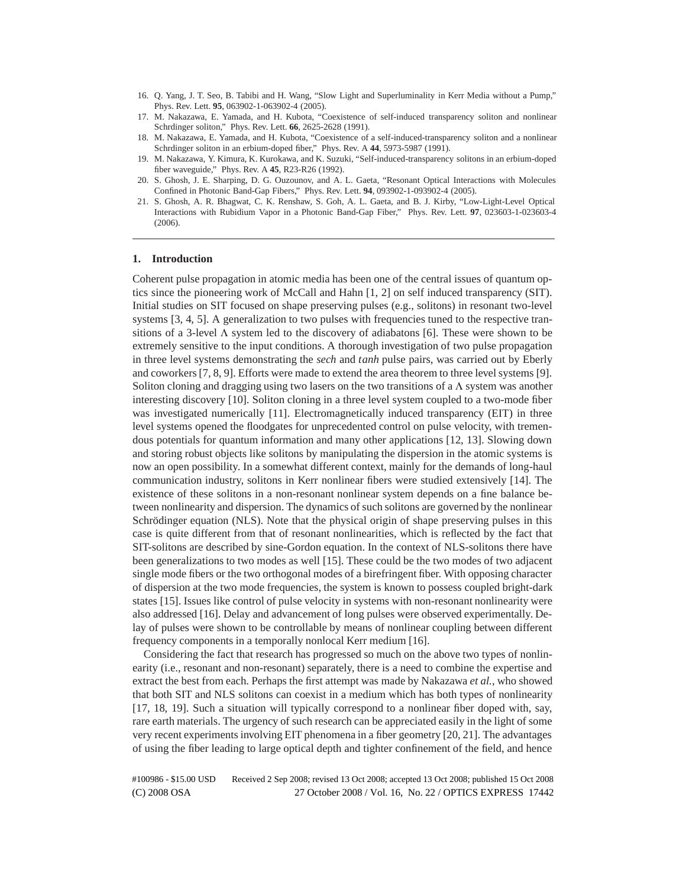16. Q. Yang, J. T. Seo, B. Tabibi and H. Wang, "Slow Light and Superluminality in Kerr Media without a Pump," Phys. Rev. Lett. **95**, 063902-1-063902-4 (2005).
17. M. Nakazawa, E. Yamada, and H. Kubota, "Coexistence of self-induced transparency soliton and nonlinear Schrdinger soliton," Phys. Rev. Lett. **66**, 2625-2628 (1991).
18. M. Nakazawa, E. Yamada, and H. Kubota, "Coexistence of a self-induced-transparency soliton and a nonlinear Schrdinger soliton in an erbium-doped fiber," Phys. Rev. A **44**, 5973-5987 (1991).
19. M. Nakazawa, Y. Kimura, K. Kurokawa, and K. Suzuki, "Self-induced-transparency solitons in an erbium-doped fiber waveguide," Phys. Rev. A **45**, R23-R26 (1992).
20. S. Ghosh, J. E. Sharping, D. G. Ouzounov, and A. L. Gaeta, "Resonant Optical Interactions with Molecules Confined in Photonic Band-Gap Fibers," Phys. Rev. Lett. **94**, 093902-1-093902-4 (2005).
21. S. Ghosh, A. R. Bhagwat, C. K. Renshaw, S. Goh, A. L. Gaeta, and B. J. Kirby, "Low-Light-Level Optical Interactions with Rubidium Vapor in a Photonic Band-Gap Fiber," Phys. Rev. Lett. **97**, 023603-1-023603-4 (2006).

---

## 1. Introduction

Coherent pulse propagation in atomic media has been one of the central issues of quantum optics since the pioneering work of McCall and Hahn [1, 2] on self induced transparency (SIT). Initial studies on SIT focused on shape preserving pulses (e.g., solitons) in resonant two-level systems [3, 4, 5]. A generalization to two pulses with frequencies tuned to the respective transitions of a 3-level $\Lambda$ system led to the discovery of adiabatons [6]. These were shown to be extremely sensitive to the input conditions. A thorough investigation of two pulse propagation in three level systems demonstrating the *sech* and *tanh* pulse pairs, was carried out by Eberly and coworkers [7, 8, 9]. Efforts were made to extend the area theorem to three level systems [9]. Soliton cloning and dragging using two lasers on the two transitions of a $\Lambda$ system was another interesting discovery [10]. Soliton cloning in a three level system coupled to a two-mode fiber was investigated numerically [11]. Electromagnetically induced transparency (EIT) in three level systems opened the floodgates for unprecedented control on pulse velocity, with tremendous potentials for quantum information and many other applications [12, 13]. Slowing down and storing robust objects like solitons by manipulating the dispersion in the atomic systems is now an open possibility. In a somewhat different context, mainly for the demands of long-haul communication industry, solitons in Kerr nonlinear fibers were studied extensively [14]. The existence of these solitons in a non-resonant nonlinear system depends on a fine balance between nonlinearity and dispersion. The dynamics of such solitons are governed by the nonlinear Schrödinger equation (NLS). Note that the physical origin of shape preserving pulses in this case is quite different from that of resonant nonlinearities, which is reflected by the fact that SIT-solitons are described by sine-Gordon equation. In the context of NLS-solitons there have been generalizations to two modes as well [15]. These could be the two modes of two adjacent single mode fibers or the two orthogonal modes of a birefringent fiber. With opposing character of dispersion at the two mode frequencies, the system is known to possess coupled bright-dark states [15]. Issues like control of pulse velocity in systems with non-resonant nonlinearity were also addressed [16]. Delay and advancement of long pulses were observed experimentally. Delay of pulses were shown to be controllable by means of nonlinear coupling between different frequency components in a temporally nonlocal Kerr medium [16].

Considering the fact that research has progressed so much on the above two types of nonlinearity (i.e., resonant and non-resonant) separately, there is a need to combine the expertise and extract the best from each. Perhaps the first attempt was made by Nakazawa *et al.*, who showed that both SIT and NLS solitons can coexist in a medium which has both types of nonlinearity [17, 18, 19]. Such a situation will typically correspond to a nonlinear fiber doped with, say, rare earth materials. The urgency of such research can be appreciated easily in the light of some very recent experiments involving EIT phenomena in a fiber geometry [20, 21]. The advantages of using the fiber leading to large optical depth and tighter confinement of the field, and hence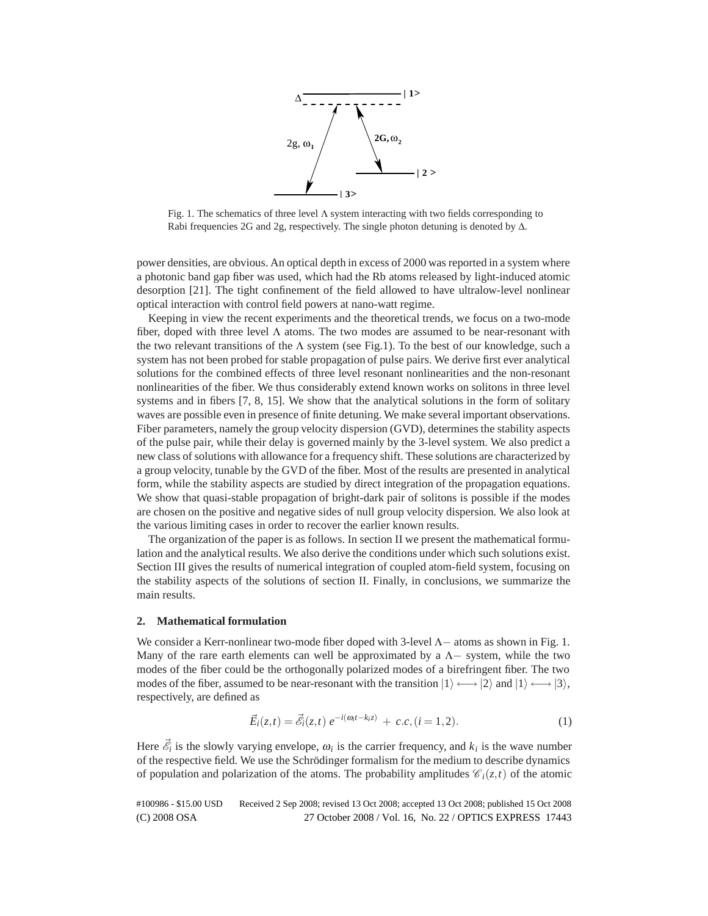Δ | 1>

2g, $\omega_1$

2G, $\omega_2$

| 2 >

| 3>

Fig. 1. The schematics of three level Λ system interacting with two fields corresponding to Rabi frequencies 2G and 2g, respectively. The single photon detuning is denoted by Δ.

power densities, are obvious. An optical depth in excess of 2000 was reported in a system where a photonic band gap fiber was used, which had the Rb atoms released by light-induced atomic desorption [21]. The tight confinement of the field allowed to have ultralow-level nonlinear optical interaction with control field powers at nano-watt regime.

Keeping in view the recent experiments and the theoretical trends, we focus on a two-mode fiber, doped with three level Λ atoms. The two modes are assumed to be near-resonant with the two relevant transitions of the Λ system (see Fig.1). To the best of our knowledge, such a system has not been probed for stable propagation of pulse pairs. We derive first ever analytical solutions for the combined effects of three level resonant nonlinearities and the non-resonant nonlinearities of the fiber. We thus considerably extend known works on solitons in three level systems and in fibers [7, 8, 15]. We show that the analytical solutions in the form of solitary waves are possible even in presence of finite detuning. We make several important observations. Fiber parameters, namely the group velocity dispersion (GVD), determines the stability aspects of the pulse pair, while their delay is governed mainly by the 3-level system. We also predict a new class of solutions with allowance for a frequency shift. These solutions are characterized by a group velocity, tunable by the GVD of the fiber. Most of the results are presented in analytical form, while the stability aspects are studied by direct integration of the propagation equations. We show that quasi-stable propagation of bright-dark pair of solitons is possible if the modes are chosen on the positive and negative sides of null group velocity dispersion. We also look at the various limiting cases in order to recover the earlier known results.

The organization of the paper is as follows. In section II we present the mathematical formulation and the analytical results. We also derive the conditions under which such solutions exist. Section III gives the results of numerical integration of coupled atom-field system, focusing on the stability aspects of the solutions of section II. Finally, in conclusions, we summarize the main results.

## 2. Mathematical formulation

We consider a Kerr-nonlinear two-mode fiber doped with 3-level Λ− atoms as shown in Fig. 1. Many of the rare earth elements can well be approximated by a Λ− system, while the two modes of the fiber could be the orthogonally polarized modes of a birefringent fiber. The two modes of the fiber, assumed to be near-resonant with the transition $|1\rangle \longleftrightarrow |2\rangle$ and $|1\rangle \longleftrightarrow |3\rangle$, respectively, are defined as

$$\vec{E}_i(z,t) = \vec{\mathscr{E}}_i(z,t)\, e^{-i(\omega_i t - k_i z)} \; + \; c.c, (i = 1,2). \tag{1}$$

Here $\vec{\mathscr{E}}_i$ is the slowly varying envelope, $\omega_i$ is the carrier frequency, and $k_i$ is the wave number of the respective field. We use the Schrödinger formalism for the medium to describe dynamics of population and polarization of the atoms. The probability amplitudes $\mathscr{C}_i(z,t)$ of the atomic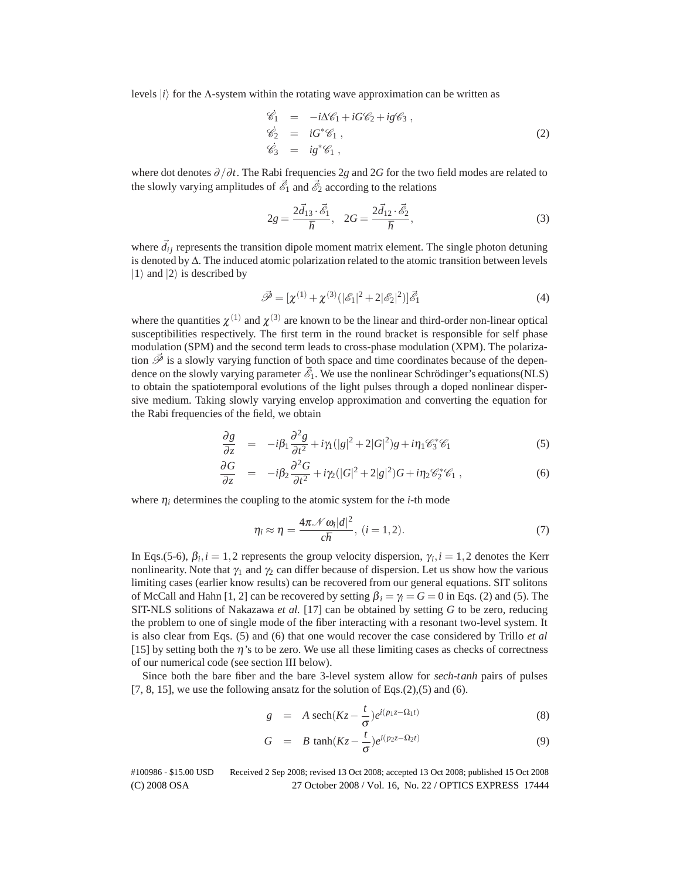levels $|i\rangle$ for the $\Lambda$-system within the rotating wave approximation can be written as

$$
\begin{aligned}
\dot{\mathscr{C}_1} &= -i\Delta\mathscr{C}_1 + iG\mathscr{C}_2 + ig\mathscr{C}_3 \;, \\
\dot{\mathscr{C}_2} &= iG^*\mathscr{C}_1 \;, \\
\dot{\mathscr{C}_3} &= ig^*\mathscr{C}_1 \;,
\end{aligned}
\tag{2}
$$

where dot denotes $\partial/\partial t$. The Rabi frequencies $2g$ and $2G$ for the two field modes are related to the slowly varying amplitudes of $\vec{\mathscr{E}}_1$ and $\vec{\mathscr{E}}_2$ according to the relations

$$
2g = \frac{2\vec{d}_{13}\cdot\vec{\mathscr{E}}_1}{\hbar}, \quad 2G = \frac{2\vec{d}_{12}\cdot\vec{\mathscr{E}}_2}{\hbar},
\tag{3}
$$

where $\vec{d}_{ij}$ represents the transition dipole moment matrix element. The single photon detuning is denoted by $\Delta$. The induced atomic polarization related to the atomic transition between levels $|1\rangle$ and $|2\rangle$ is described by

$$
\vec{\mathscr{P}} = [\chi^{(1)} + \chi^{(3)}(|\mathscr{E}_1|^2 + 2|\mathscr{E}_2|^2)]\vec{\mathscr{E}}_1
\tag{4}
$$

where the quantities $\chi^{(1)}$ and $\chi^{(3)}$ are known to be the linear and third-order non-linear optical susceptibilities respectively. The first term in the round bracket is responsible for self phase modulation (SPM) and the second term leads to cross-phase modulation (XPM). The polarization $\vec{\mathscr{P}}$ is a slowly varying function of both space and time coordinates because of the dependence on the slowly varying parameter $\vec{\mathscr{E}}_1$. We use the nonlinear Schrödinger's equations(NLS) to obtain the spatiotemporal evolutions of the light pulses through a doped nonlinear dispersive medium. Taking slowly varying envelop approximation and converting the equation for the Rabi frequencies of the field, we obtain

$$
\frac{\partial g}{\partial z} = -i\beta_1\frac{\partial^2 g}{\partial t^2} + i\gamma_1(|g|^2 + 2|G|^2)g + i\eta_1\mathscr{C}_3^*\mathscr{C}_1
\tag{5}
$$

$$
\frac{\partial G}{\partial z} = -i\beta_2\frac{\partial^2 G}{\partial t^2} + i\gamma_2(|G|^2 + 2|g|^2)G + i\eta_2\mathscr{C}_2^*\mathscr{C}_1 \;,
\tag{6}
$$

where $\eta_i$ determines the coupling to the atomic system for the $i$-th mode

$$
\eta_i \approx \eta = \frac{4\pi\mathscr{N}\omega_i|d|^2}{c\hbar}, \; (i = 1, 2).
\tag{7}
$$

In Eqs.(5-6), $\beta_i, i = 1,2$ represents the group velocity dispersion, $\gamma_i, i = 1,2$ denotes the Kerr nonlinearity. Note that $\gamma_1$ and $\gamma_2$ can differ because of dispersion. Let us show how the various limiting cases (earlier know results) can be recovered from our general equations. SIT solitons of McCall and Hahn [1, 2] can be recovered by setting $\beta_i = \gamma_i = G = 0$ in Eqs. (2) and (5). The SIT-NLS solitions of Nakazawa *et al.* [17] can be obtained by setting $G$ to be zero, reducing the problem to one of single mode of the fiber interacting with a resonant two-level system. It is also clear from Eqs. (5) and (6) that one would recover the case considered by Trillo *et al* [15] by setting both the $\eta$'s to be zero. We use all these limiting cases as checks of correctness of our numerical code (see section III below).

Since both the bare fiber and the bare 3-level system allow for *sech-tanh* pairs of pulses [7, 8, 15], we use the following ansatz for the solution of Eqs.(2),(5) and (6).

$$
g = A\,\mathrm{sech}(Kz - \frac{t}{\sigma})e^{i(p_1 z - \Omega_1 t)}
\tag{8}
$$

$$
G = B\,\tanh(Kz - \frac{t}{\sigma})e^{i(p_2 z - \Omega_2 t)}
\tag{9}
$$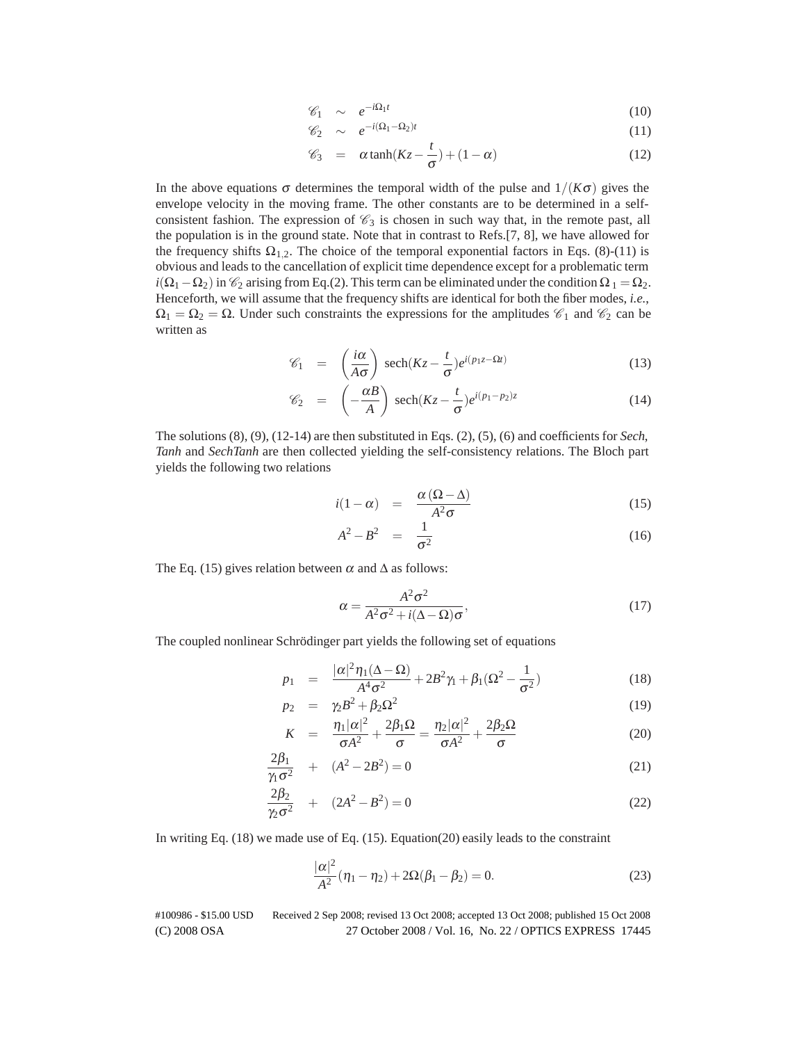$$\mathscr{C}_1 \sim e^{-i\Omega_1 t} \tag{10}$$

$$\mathscr{C}_2 \sim e^{-i(\Omega_1-\Omega_2)t} \tag{11}$$

$$\mathscr{C}_3 = \alpha \tanh(Kz - \frac{t}{\sigma}) + (1-\alpha) \tag{12}$$

In the above equations $\sigma$ determines the temporal width of the pulse and $1/(K\sigma)$ gives the envelope velocity in the moving frame. The other constants are to be determined in a self-consistent fashion. The expression of $\mathscr{C}_3$ is chosen in such way that, in the remote past, all the population is in the ground state. Note that in contrast to Refs.[7, 8], we have allowed for the frequency shifts $\Omega_{1,2}$. The choice of the temporal exponential factors in Eqs. (8)-(11) is obvious and leads to the cancellation of explicit time dependence except for a problematic term $i(\Omega_1 - \Omega_2)$ in $\mathscr{C}_2$ arising from Eq.(2). This term can be eliminated under the condition $\Omega_1 = \Omega_2$. Henceforth, we will assume that the frequency shifts are identical for both the fiber modes, *i.e.*, $\Omega_1 = \Omega_2 = \Omega$. Under such constraints the expressions for the amplitudes $\mathscr{C}_1$ and $\mathscr{C}_2$ can be written as

$$\mathscr{C}_1 = \left(\frac{i\alpha}{A\sigma}\right) \operatorname{sech}(Kz - \frac{t}{\sigma}) e^{i(p_1 z - \Omega t)} \tag{13}$$

$$\mathscr{C}_2 = \left(-\frac{\alpha B}{A}\right) \operatorname{sech}(Kz - \frac{t}{\sigma}) e^{i(p_1 - p_2)z} \tag{14}$$

The solutions (8), (9), (12-14) are then substituted in Eqs. (2), (5), (6) and coefficients for *Sech*, *Tanh* and *SechTanh* are then collected yielding the self-consistency relations. The Bloch part yields the following two relations

$$i(1-\alpha) = \frac{\alpha(\Omega - \Delta)}{A^2\sigma} \tag{15}$$

$$A^2 - B^2 = \frac{1}{\sigma^2} \tag{16}$$

The Eq. (15) gives relation between $\alpha$ and $\Delta$ as follows:

$$\alpha = \frac{A^2\sigma^2}{A^2\sigma^2 + i(\Delta - \Omega)\sigma}, \tag{17}$$

The coupled nonlinear Schrödinger part yields the following set of equations

$$p_1 = \frac{|\alpha|^2 \eta_1 (\Delta - \Omega)}{A^4 \sigma^2} + 2B^2\gamma_1 + \beta_1(\Omega^2 - \frac{1}{\sigma^2}) \tag{18}$$

$$p_2 = \gamma_2 B^2 + \beta_2 \Omega^2 \tag{19}$$

$$K = \frac{\eta_1 |\alpha|^2}{\sigma A^2} + \frac{2\beta_1 \Omega}{\sigma} = \frac{\eta_2 |\alpha|^2}{\sigma A^2} + \frac{2\beta_2 \Omega}{\sigma} \tag{20}$$

$$\frac{2\beta_1}{\gamma_1 \sigma^2} + (A^2 - 2B^2) = 0 \tag{21}$$

$$\frac{2\beta_2}{\gamma_2 \sigma^2} + (2A^2 - B^2) = 0 \tag{22}$$

In writing Eq. (18) we made use of Eq. (15). Equation(20) easily leads to the constraint

$$\frac{|\alpha|^2}{A^2}(\eta_1 - \eta_2) + 2\Omega(\beta_1 - \beta_2) = 0. \tag{23}$$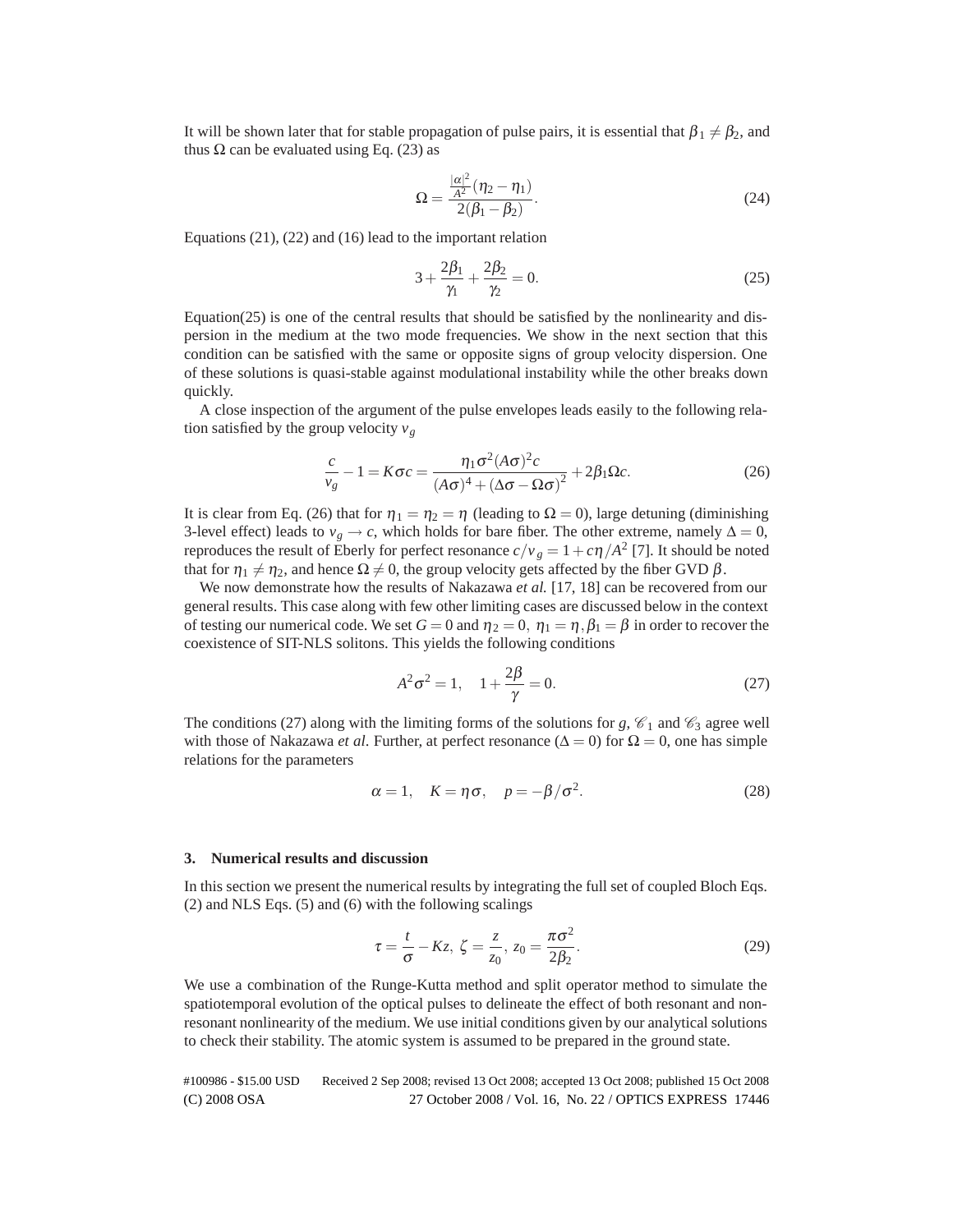It will be shown later that for stable propagation of pulse pairs, it is essential that $\beta_1 \neq \beta_2$, and thus $\Omega$ can be evaluated using Eq. (23) as

$$\Omega = \frac{\frac{|\alpha|^2}{A^2}(\eta_2 - \eta_1)}{2(\beta_1 - \beta_2)}. \tag{24}$$

Equations (21), (22) and (16) lead to the important relation

$$3 + \frac{2\beta_1}{\gamma_1} + \frac{2\beta_2}{\gamma_2} = 0. \tag{25}$$

Equation(25) is one of the central results that should be satisfied by the nonlinearity and dispersion in the medium at the two mode frequencies. We show in the next section that this condition can be satisfied with the same or opposite signs of group velocity dispersion. One of these solutions is quasi-stable against modulational instability while the other breaks down quickly.

A close inspection of the argument of the pulse envelopes leads easily to the following relation satisfied by the group velocity $v_g$

$$\frac{c}{v_g} - 1 = K\sigma c = \frac{\eta_1 \sigma^2 (A\sigma)^2 c}{(A\sigma)^4 + (\Delta\sigma - \Omega\sigma)^2} + 2\beta_1 \Omega c. \tag{26}$$

It is clear from Eq. (26) that for $\eta_1 = \eta_2 = \eta$ (leading to $\Omega = 0$), large detuning (diminishing 3-level effect) leads to $v_g \to c$, which holds for bare fiber. The other extreme, namely $\Delta = 0$, reproduces the result of Eberly for perfect resonance $c/v_g = 1 + c\eta/A^2$ [7]. It should be noted that for $\eta_1 \neq \eta_2$, and hence $\Omega \neq 0$, the group velocity gets affected by the fiber GVD $\beta$.

We now demonstrate how the results of Nakazawa *et al.* [17, 18] can be recovered from our general results. This case along with few other limiting cases are discussed below in the context of testing our numerical code. We set $G = 0$ and $\eta_2 = 0,\ \eta_1 = \eta, \beta_1 = \beta$ in order to recover the coexistence of SIT-NLS solitons. This yields the following conditions

$$A^2\sigma^2 = 1, \quad 1 + \frac{2\beta}{\gamma} = 0. \tag{27}$$

The conditions (27) along with the limiting forms of the solutions for $g$, $\mathscr{C}_1$ and $\mathscr{C}_3$ agree well with those of Nakazawa *et al*. Further, at perfect resonance ($\Delta = 0$) for $\Omega = 0$, one has simple relations for the parameters

$$\alpha = 1, \quad K = \eta\sigma, \quad p = -\beta/\sigma^2. \tag{28}$$

## 3. Numerical results and discussion

In this section we present the numerical results by integrating the full set of coupled Bloch Eqs. (2) and NLS Eqs. (5) and (6) with the following scalings

$$\tau = \frac{t}{\sigma} - Kz,\ \zeta = \frac{z}{z_0},\ z_0 = \frac{\pi\sigma^2}{2\beta_2}. \tag{29}$$

We use a combination of the Runge-Kutta method and split operator method to simulate the spatiotemporal evolution of the optical pulses to delineate the effect of both resonant and nonresonant nonlinearity of the medium. We use initial conditions given by our analytical solutions to check their stability. The atomic system is assumed to be prepared in the ground state.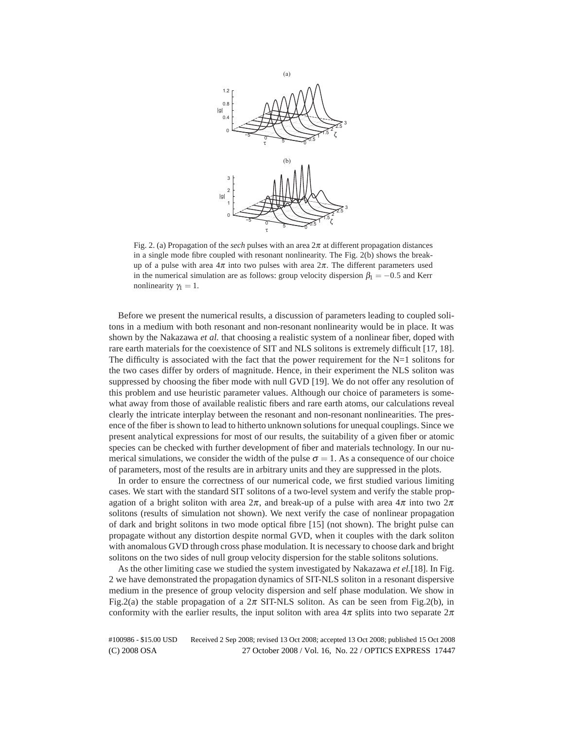Fig. 2. (a) Propagation of the *sech* pulses with an area $2\pi$ at different propagation distances in a single mode fibre coupled with resonant nonlinearity. The Fig. 2(b) shows the break-up of a pulse with area $4\pi$ into two pulses with area $2\pi$. The different parameters used in the numerical simulation are as follows: group velocity dispersion $\beta_1 = -0.5$ and Kerr nonlinearity $\gamma_1 = 1$.

Before we present the numerical results, a discussion of parameters leading to coupled solitons in a medium with both resonant and non-resonant nonlinearity would be in place. It was shown by the Nakazawa *et al.* that choosing a realistic system of a nonlinear fiber, doped with rare earth materials for the coexistence of SIT and NLS solitons is extremely difficult [17, 18]. The difficulty is associated with the fact that the power requirement for the N=1 solitons for the two cases differ by orders of magnitude. Hence, in their experiment the NLS soliton was suppressed by choosing the fiber mode with null GVD [19]. We do not offer any resolution of this problem and use heuristic parameter values. Although our choice of parameters is somewhat away from those of available realistic fibers and rare earth atoms, our calculations reveal clearly the intricate interplay between the resonant and non-resonant nonlinearities. The presence of the fiber is shown to lead to hitherto unknown solutions for unequal couplings. Since we present analytical expressions for most of our results, the suitability of a given fiber or atomic species can be checked with further development of fiber and materials technology. In our numerical simulations, we consider the width of the pulse $\sigma = 1$. As a consequence of our choice of parameters, most of the results are in arbitrary units and they are suppressed in the plots.

In order to ensure the correctness of our numerical code, we first studied various limiting cases. We start with the standard SIT solitons of a two-level system and verify the stable propagation of a bright soliton with area $2\pi$, and break-up of a pulse with area $4\pi$ into two $2\pi$ solitons (results of simulation not shown). We next verify the case of nonlinear propagation of dark and bright solitons in two mode optical fibre [15] (not shown). The bright pulse can propagate without any distortion despite normal GVD, when it couples with the dark soliton with anomalous GVD through cross phase modulation. It is necessary to choose dark and bright solitons on the two sides of null group velocity dispersion for the stable solitons solutions.

As the other limiting case we studied the system investigated by Nakazawa *et el.*[18]. In Fig. 2 we have demonstrated the propagation dynamics of SIT-NLS soliton in a resonant dispersive medium in the presence of group velocity dispersion and self phase modulation. We show in Fig.2(a) the stable propagation of a $2\pi$ SIT-NLS soliton. As can be seen from Fig.2(b), in conformity with the earlier results, the input soliton with area $4\pi$ splits into two separate $2\pi$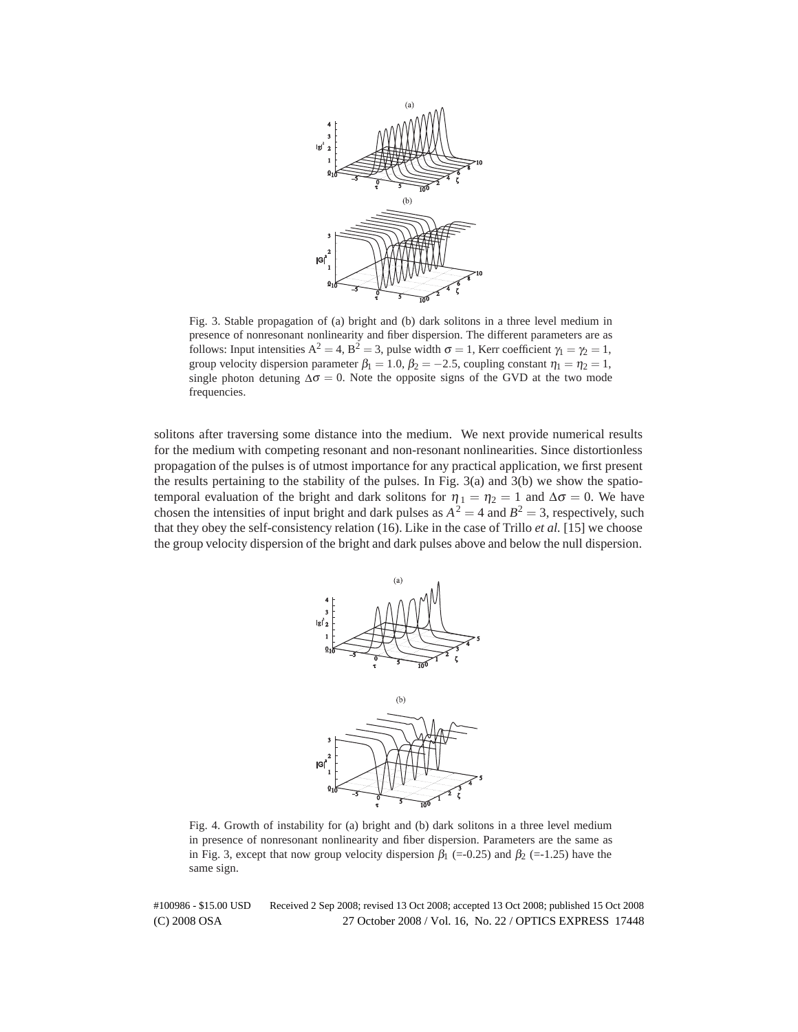Fig. 3. Stable propagation of (a) bright and (b) dark solitons in a three level medium in presence of nonresonant nonlinearity and fiber dispersion. The different parameters are as follows: Input intensities $A^2 = 4$, $B^2 = 3$, pulse width $\sigma = 1$, Kerr coefficient $\gamma_1 = \gamma_2 = 1$, group velocity dispersion parameter $\beta_1 = 1.0$, $\beta_2 = -2.5$, coupling constant $\eta_1 = \eta_2 = 1$, single photon detuning $\Delta\sigma = 0$. Note the opposite signs of the GVD at the two mode frequencies.

solitons after traversing some distance into the medium. We next provide numerical results for the medium with competing resonant and non-resonant nonlinearities. Since distortionless propagation of the pulses is of utmost importance for any practical application, we first present the results pertaining to the stability of the pulses. In Fig. 3(a) and 3(b) we show the spatio-temporal evaluation of the bright and dark solitons for $\eta_1 = \eta_2 = 1$ and $\Delta\sigma = 0$. We have chosen the intensities of input bright and dark pulses as $A^2 = 4$ and $B^2 = 3$, respectively, such that they obey the self-consistency relation (16). Like in the case of Trillo *et al.* [15] we choose the group velocity dispersion of the bright and dark pulses above and below the null dispersion.

Fig. 4. Growth of instability for (a) bright and (b) dark solitons in a three level medium in presence of nonresonant nonlinearity and fiber dispersion. Parameters are the same as in Fig. 3, except that now group velocity dispersion $\beta_1$ (=-0.25) and $\beta_2$ (=-1.25) have the same sign.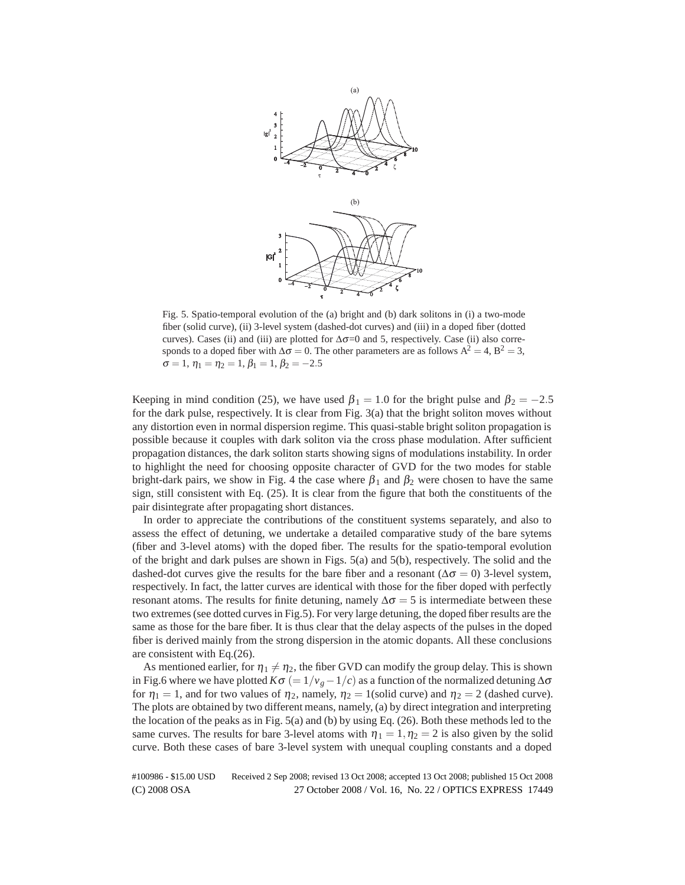Fig. 5. Spatio-temporal evolution of the (a) bright and (b) dark solitons in (i) a two-mode fiber (solid curve), (ii) 3-level system (dashed-dot curves) and (iii) in a doped fiber (dotted curves). Cases (ii) and (iii) are plotted for $\Delta\sigma$=0 and 5, respectively. Case (ii) also corresponds to a doped fiber with $\Delta\sigma = 0$. The other parameters are as follows $A^2 = 4$, $B^2 = 3$, $\sigma = 1$, $\eta_1 = \eta_2 = 1$, $\beta_1 = 1$, $\beta_2 = -2.5$

Keeping in mind condition (25), we have used $\beta_1 = 1.0$ for the bright pulse and $\beta_2 = -2.5$ for the dark pulse, respectively. It is clear from Fig. 3(a) that the bright soliton moves without any distortion even in normal dispersion regime. This quasi-stable bright soliton propagation is possible because it couples with dark soliton via the cross phase modulation. After sufficient propagation distances, the dark soliton starts showing signs of modulations instability. In order to highlight the need for choosing opposite character of GVD for the two modes for stable bright-dark pairs, we show in Fig. 4 the case where $\beta_1$ and $\beta_2$ were chosen to have the same sign, still consistent with Eq. (25). It is clear from the figure that both the constituents of the pair disintegrate after propagating short distances.

In order to appreciate the contributions of the constituent systems separately, and also to assess the effect of detuning, we undertake a detailed comparative study of the bare sytems (fiber and 3-level atoms) with the doped fiber. The results for the spatio-temporal evolution of the bright and dark pulses are shown in Figs. 5(a) and 5(b), respectively. The solid and the dashed-dot curves give the results for the bare fiber and a resonant ($\Delta\sigma = 0$) 3-level system, respectively. In fact, the latter curves are identical with those for the fiber doped with perfectly resonant atoms. The results for finite detuning, namely $\Delta\sigma = 5$ is intermediate between these two extremes (see dotted curves in Fig.5). For very large detuning, the doped fiber results are the same as those for the bare fiber. It is thus clear that the delay aspects of the pulses in the doped fiber is derived mainly from the strong dispersion in the atomic dopants. All these conclusions are consistent with Eq.(26).

As mentioned earlier, for $\eta_1 \neq \eta_2$, the fiber GVD can modify the group delay. This is shown in Fig.6 where we have plotted $K\sigma$ $(= 1/v_g - 1/c)$ as a function of the normalized detuning $\Delta\sigma$ for $\eta_1 = 1$, and for two values of $\eta_2$, namely, $\eta_2 = 1$(solid curve) and $\eta_2 = 2$ (dashed curve). The plots are obtained by two different means, namely, (a) by direct integration and interpreting the location of the peaks as in Fig. 5(a) and (b) by using Eq. (26). Both these methods led to the same curves. The results for bare 3-level atoms with $\eta_1 = 1, \eta_2 = 2$ is also given by the solid curve. Both these cases of bare 3-level system with unequal coupling constants and a doped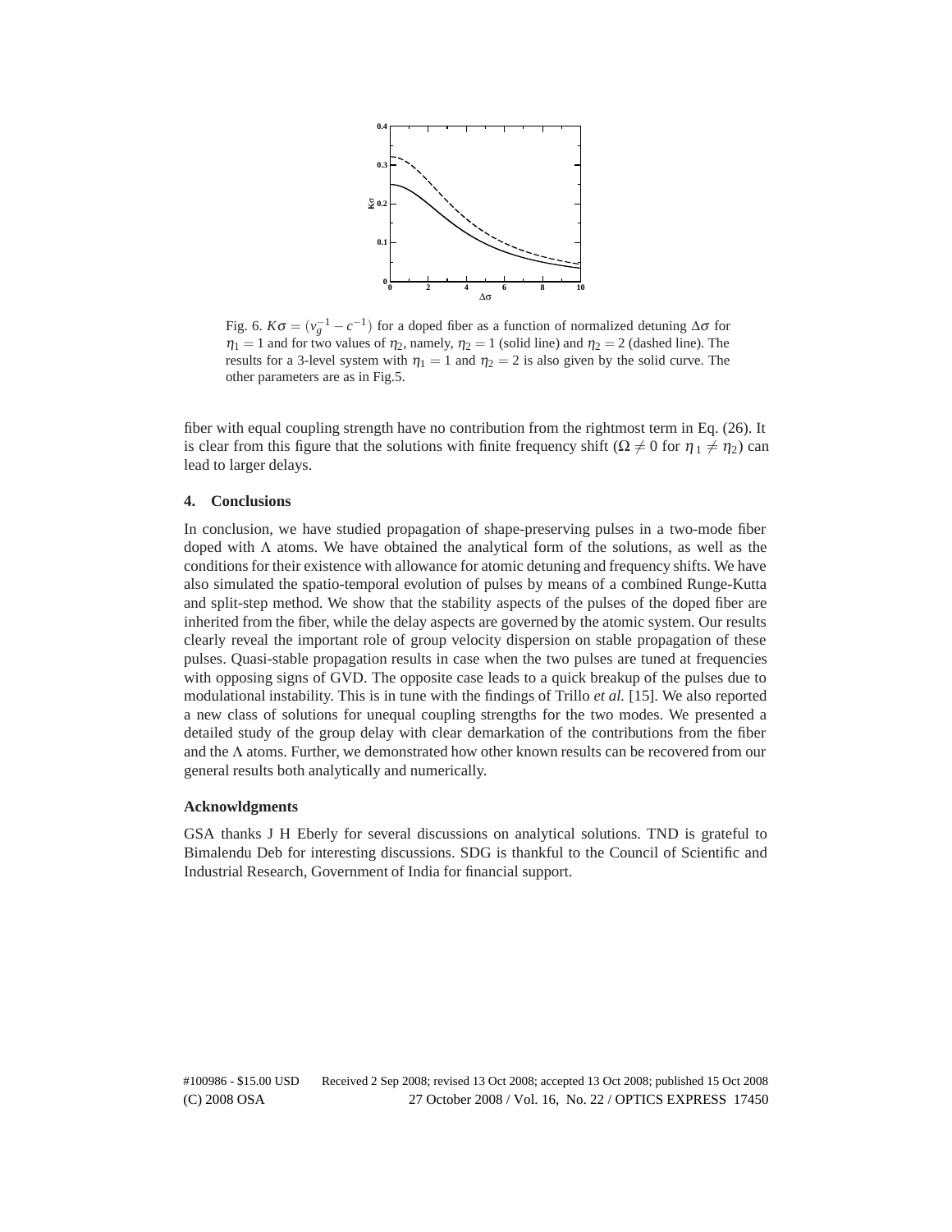0.4
0.3
Kσ
0.2
0.1
0
0
2
4
6
8
10
Δσ

Fig. 6. $K\sigma = (v_g^{-1} - c^{-1})$ for a doped fiber as a function of normalized detuning $\Delta\sigma$ for $\eta_1 = 1$ and for two values of $\eta_2$, namely, $\eta_2 = 1$ (solid line) and $\eta_2 = 2$ (dashed line). The results for a 3-level system with $\eta_1 = 1$ and $\eta_2 = 2$ is also given by the solid curve. The other parameters are as in Fig.5.

fiber with equal coupling strength have no contribution from the rightmost term in Eq. (26). It is clear from this figure that the solutions with finite frequency shift ($\Omega \neq 0$ for $\eta_1 \neq \eta_2$) can lead to larger delays.

## 4. Conclusions

In conclusion, we have studied propagation of shape-preserving pulses in a two-mode fiber doped with $\Lambda$ atoms. We have obtained the analytical form of the solutions, as well as the conditions for their existence with allowance for atomic detuning and frequency shifts. We have also simulated the spatio-temporal evolution of pulses by means of a combined Runge-Kutta and split-step method. We show that the stability aspects of the pulses of the doped fiber are inherited from the fiber, while the delay aspects are governed by the atomic system. Our results clearly reveal the important role of group velocity dispersion on stable propagation of these pulses. Quasi-stable propagation results in case when the two pulses are tuned at frequencies with opposing signs of GVD. The opposite case leads to a quick breakup of the pulses due to modulational instability. This is in tune with the findings of Trillo *et al.* [15]. We also reported a new class of solutions for unequal coupling strengths for the two modes. We presented a detailed study of the group delay with clear demarkation of the contributions from the fiber and the $\Lambda$ atoms. Further, we demonstrated how other known results can be recovered from our general results both analytically and numerically.

### Acknowldgments

GSA thanks J H Eberly for several discussions on analytical solutions. TND is grateful to Bimalendu Deb for interesting discussions. SDG is thankful to the Council of Scientific and Industrial Research, Government of India for financial support.